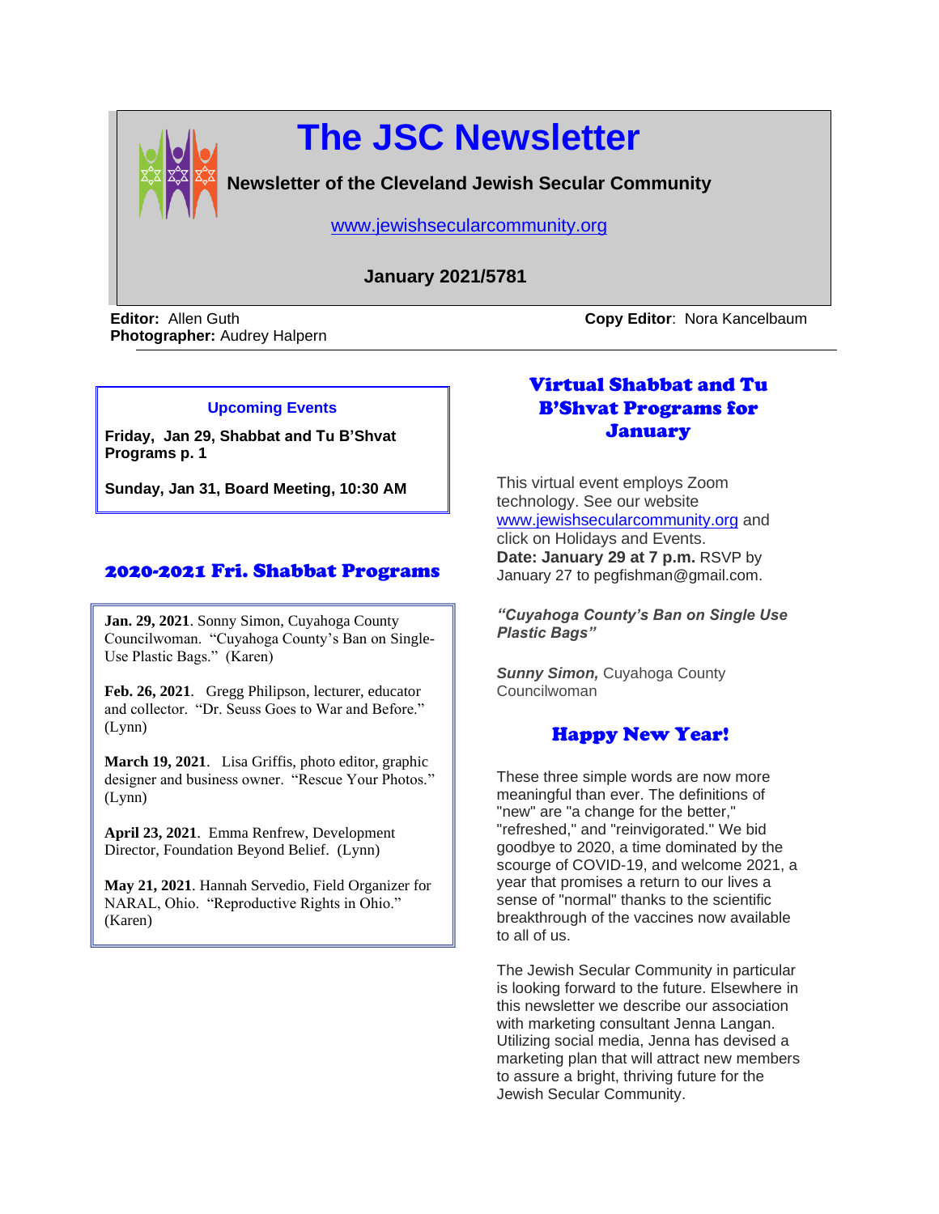# The JSC Newsletter

**Newsletter of the Cleveland Jewish Secular Community**

www.jewishsecularcommunity.org

**January 2021/5781**

**Editor:** Allen Guth
**Photographer:** Audrey Halpern
**Copy Editor**: Nora Kancelbaum

---

**Upcoming Events**

**Friday, Jan 29, Shabbat and Tu B'Shvat Programs p. 1**

**Sunday, Jan 31, Board Meeting, 10:30 AM**

## 2020-2021 Fri. Shabbat Programs

**Jan. 29, 2021**. Sonny Simon, Cuyahoga County Councilwoman. "Cuyahoga County's Ban on Single-Use Plastic Bags." (Karen)

**Feb. 26, 2021**. Gregg Philipson, lecturer, educator and collector. "Dr. Seuss Goes to War and Before." (Lynn)

**March 19, 2021**. Lisa Griffis, photo editor, graphic designer and business owner. "Rescue Your Photos." (Lynn)

**April 23, 2021**. Emma Renfrew, Development Director, Foundation Beyond Belief. (Lynn)

**May 21, 2021**. Hannah Servedio, Field Organizer for NARAL, Ohio. "Reproductive Rights in Ohio." (Karen)

## Virtual Shabbat and Tu B'Shvat Programs for January

This virtual event employs Zoom technology. See our website www.jewishsecularcommunity.org and click on Holidays and Events.
**Date: January 29 at 7 p.m.** RSVP by January 27 to pegfishman@gmail.com.

***"Cuyahoga County's Ban on Single Use Plastic Bags"***

***Sunny Simon,*** Cuyahoga County Councilwoman

## Happy New Year!

These three simple words are now more meaningful than ever. The definitions of "new" are "a change for the better," "refreshed," and "reinvigorated." We bid goodbye to 2020, a time dominated by the scourge of COVID-19, and welcome 2021, a year that promises a return to our lives a sense of "normal" thanks to the scientific breakthrough of the vaccines now available to all of us.

The Jewish Secular Community in particular is looking forward to the future. Elsewhere in this newsletter we describe our association with marketing consultant Jenna Langan. Utilizing social media, Jenna has devised a marketing plan that will attract new members to assure a bright, thriving future for the Jewish Secular Community.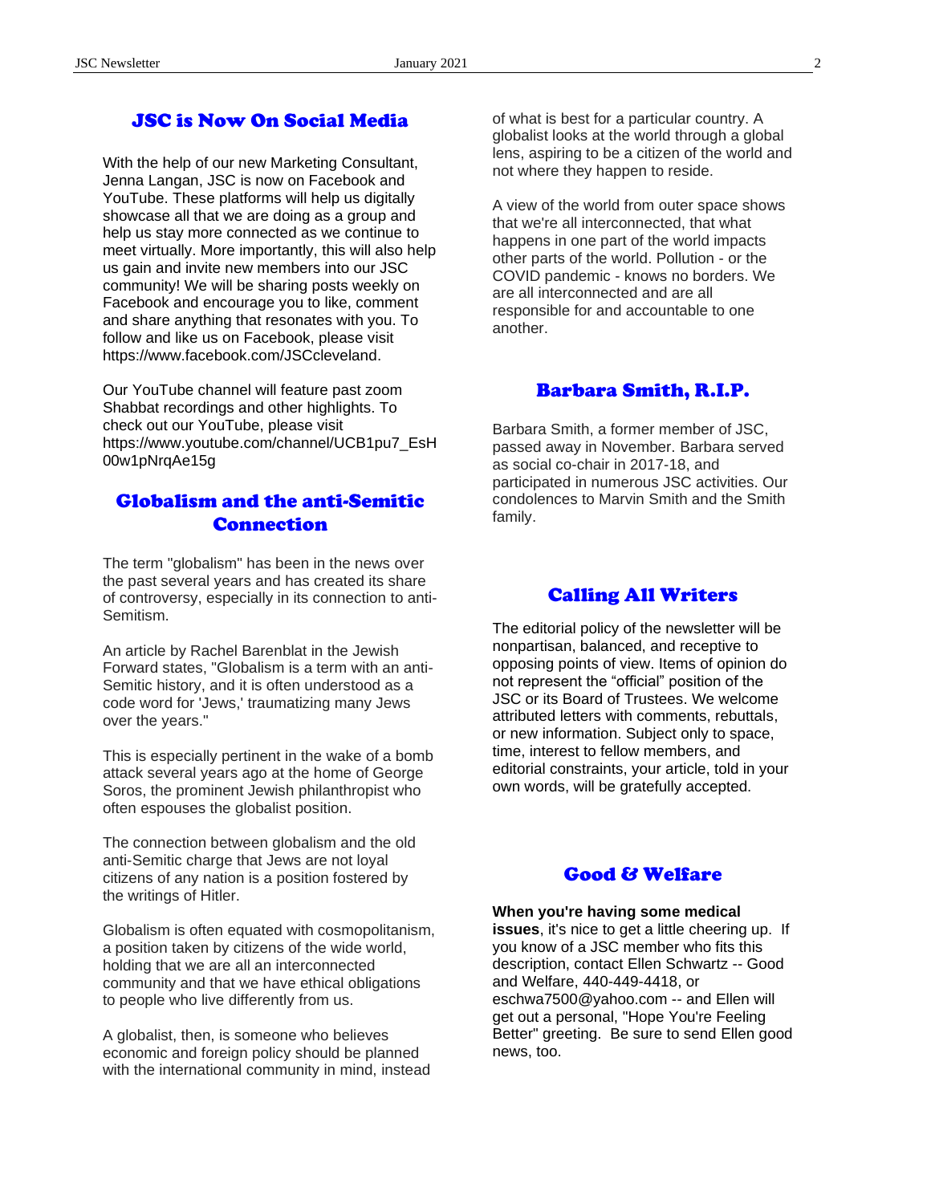## JSC is Now On Social Media

With the help of our new Marketing Consultant, Jenna Langan, JSC is now on Facebook and YouTube. These platforms will help us digitally showcase all that we are doing as a group and help us stay more connected as we continue to meet virtually. More importantly, this will also help us gain and invite new members into our JSC community! We will be sharing posts weekly on Facebook and encourage you to like, comment and share anything that resonates with you. To follow and like us on Facebook, please visit https://www.facebook.com/JSCcleveland.

Our YouTube channel will feature past zoom Shabbat recordings and other highlights. To check out our YouTube, please visit https://www.youtube.com/channel/UCB1pu7_EsH00w1pNrqAe15g

## Globalism and the anti-Semitic Connection

The term "globalism" has been in the news over the past several years and has created its share of controversy, especially in its connection to anti-Semitism.

An article by Rachel Barenblat in the Jewish Forward states, "Globalism is a term with an anti-Semitic history, and it is often understood as a code word for 'Jews,' traumatizing many Jews over the years."

This is especially pertinent in the wake of a bomb attack several years ago at the home of George Soros, the prominent Jewish philanthropist who often espouses the globalist position.

The connection between globalism and the old anti-Semitic charge that Jews are not loyal citizens of any nation is a position fostered by the writings of Hitler.

Globalism is often equated with cosmopolitanism, a position taken by citizens of the wide world, holding that we are all an interconnected community and that we have ethical obligations to people who live differently from us.

A globalist, then, is someone who believes economic and foreign policy should be planned with the international community in mind, instead of what is best for a particular country. A globalist looks at the world through a global lens, aspiring to be a citizen of the world and not where they happen to reside.

A view of the world from outer space shows that we're all interconnected, that what happens in one part of the world impacts other parts of the world. Pollution - or the COVID pandemic - knows no borders. We are all interconnected and are all responsible for and accountable to one another.

## Barbara Smith, R.I.P.

Barbara Smith, a former member of JSC, passed away in November. Barbara served as social co-chair in 2017-18, and participated in numerous JSC activities. Our condolences to Marvin Smith and the Smith family.

## Calling All Writers

The editorial policy of the newsletter will be nonpartisan, balanced, and receptive to opposing points of view. Items of opinion do not represent the "official" position of the JSC or its Board of Trustees. We welcome attributed letters with comments, rebuttals, or new information. Subject only to space, time, interest to fellow members, and editorial constraints, your article, told in your own words, will be gratefully accepted.

## Good & Welfare

**When you're having some medical issues**, it's nice to get a little cheering up. If you know of a JSC member who fits this description, contact Ellen Schwartz -- Good and Welfare, 440-449-4418, or eschwa7500@yahoo.com -- and Ellen will get out a personal, "Hope You're Feeling Better" greeting. Be sure to send Ellen good news, too.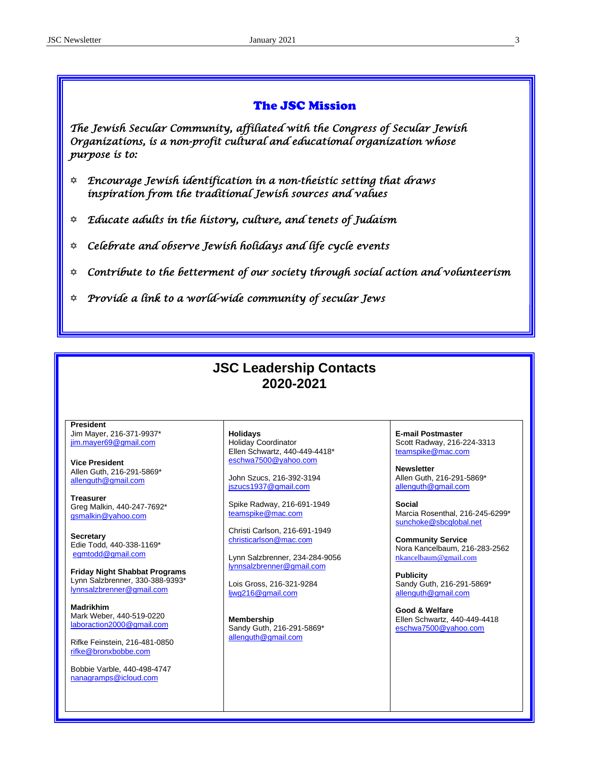## The JSC Mission

*The Jewish Secular Community, affiliated with the Congress of Secular Jewish Organizations, is a non-profit cultural and educational organization whose purpose is to:*

- *Encourage Jewish identification in a non-theistic setting that draws inspiration from the traditional Jewish sources and values*
- *Educate adults in the history, culture, and tenets of Judaism*
- *Celebrate and observe Jewish holidays and life cycle events*
- *Contribute to the betterment of our society through social action and volunteerism*
- *Provide a link to a world-wide community of secular Jews*

## JSC Leadership Contacts 2020-2021

**President**
Jim Mayer, 216-371-9937*
jim.mayer69@gmail.com

**Vice President**
Allen Guth, 216-291-5869*
allenguth@gmail.com

**Treasurer**
Greg Malkin, 440-247-7692*
gsmalkin@yahoo.com

**Secretary**
Edie Todd, 440-338-1169*
egmtodd@gmail.com

**Friday Night Shabbat Programs**
Lynn Salzbrenner, 330-388-9393*
lynnsalzbrenner@gmail.com

**Madrikhim**
Mark Weber, 440-519-0220
laboraction2000@gmail.com

Rifke Feinstein, 216-481-0850
rifke@bronxbobbe.com

Bobbie Varble, 440-498-4747
nanagramps@icloud.com

**Holidays**
Holiday Coordinator
Ellen Schwartz, 440-449-4418*
eschwa7500@yahoo.com

John Szucs, 216-392-3194
jszucs1937@gmail.com

Spike Radway, 216-691-1949
teamspike@mac.com

Christi Carlson, 216-691-1949
christicarlson@mac.com

Lynn Salzbrenner, 234-284-9056
lynnsalzbrenner@gmail.com

Lois Gross, 216-321-9284
ljwg216@gmail.com

**Membership**
Sandy Guth, 216-291-5869*
allenguth@gmail.com

**E-mail Postmaster**
Scott Radway, 216-224-3313
teamspike@mac.com

**Newsletter**
Allen Guth, 216-291-5869*
allenguth@gmail.com

**Social**
Marcia Rosenthal, 216-245-6299*
sunchoke@sbcglobal.net

**Community Service**
Nora Kancelbaum, 216-283-2562
nkancelbaum@gmail.com

**Publicity**
Sandy Guth, 216-291-5869*
allenguth@gmail.com

**Good & Welfare**
Ellen Schwartz, 440-449-4418
eschwa7500@yahoo.com